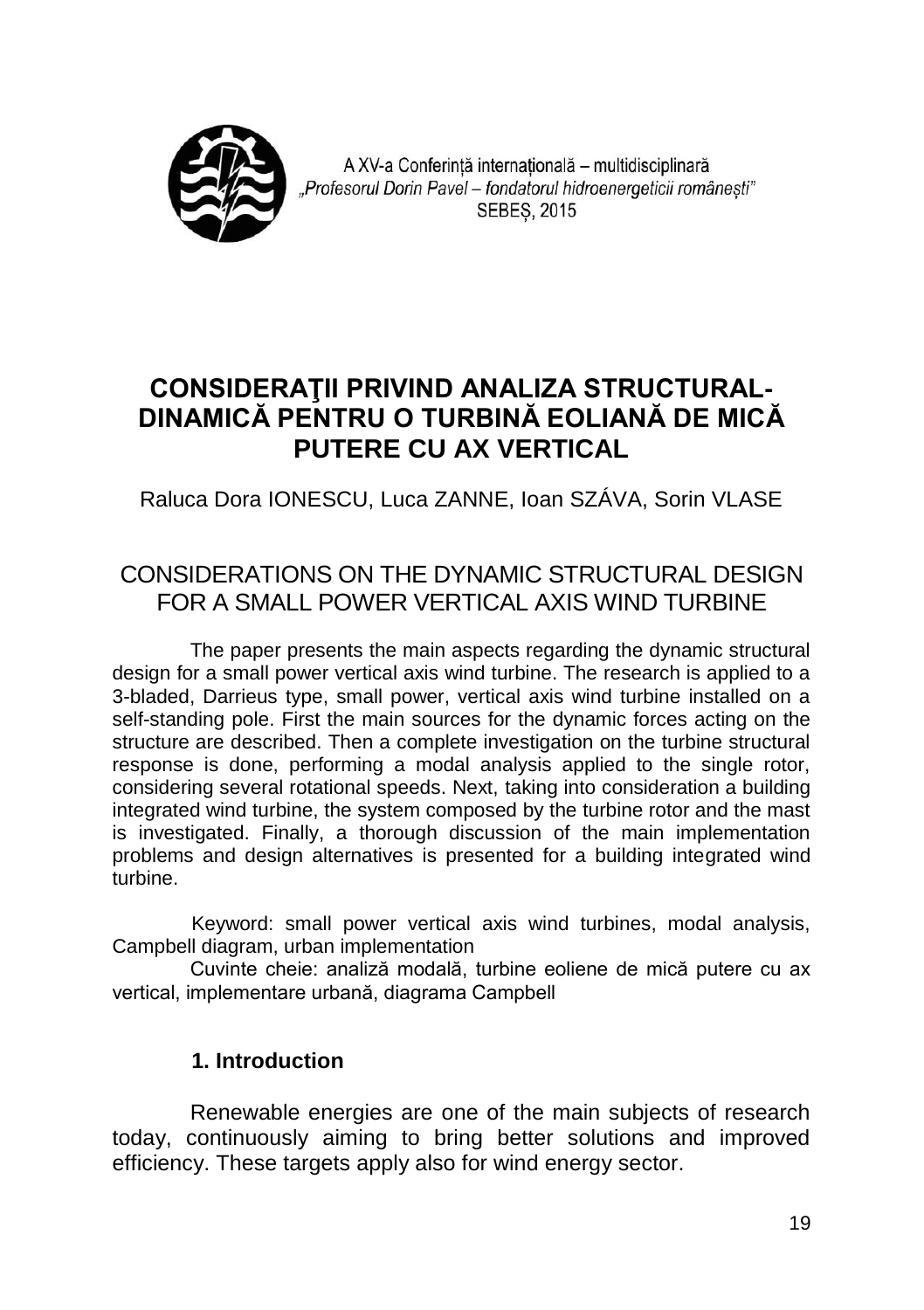# CONSIDERAŢII PRIVIND ANALIZA STRUCTURAL-DINAMICĂ PENTRU O TURBINĂ EOLIANĂ DE MICĂ PUTERE CU AX VERTICAL

Raluca Dora IONESCU, Luca ZANNE, Ioan SZÁVA, Sorin VLASE

## CONSIDERATIONS ON THE DYNAMIC STRUCTURAL DESIGN FOR A SMALL POWER VERTICAL AXIS WIND TURBINE

The paper presents the main aspects regarding the dynamic structural design for a small power vertical axis wind turbine. The research is applied to a 3-bladed, Darrieus type, small power, vertical axis wind turbine installed on a self-standing pole. First the main sources for the dynamic forces acting on the structure are described. Then a complete investigation on the turbine structural response is done, performing a modal analysis applied to the single rotor, considering several rotational speeds. Next, taking into consideration a building integrated wind turbine, the system composed by the turbine rotor and the mast is investigated. Finally, a thorough discussion of the main implementation problems and design alternatives is presented for a building integrated wind turbine.

Keyword: small power vertical axis wind turbines, modal analysis, Campbell diagram, urban implementation

Cuvinte cheie: analiză modală, turbine eoliene de mică putere cu ax vertical, implementare urbană, diagrama Campbell

### 1. Introduction

Renewable energies are one of the main subjects of research today, continuously aiming to bring better solutions and improved efficiency. These targets apply also for wind energy sector.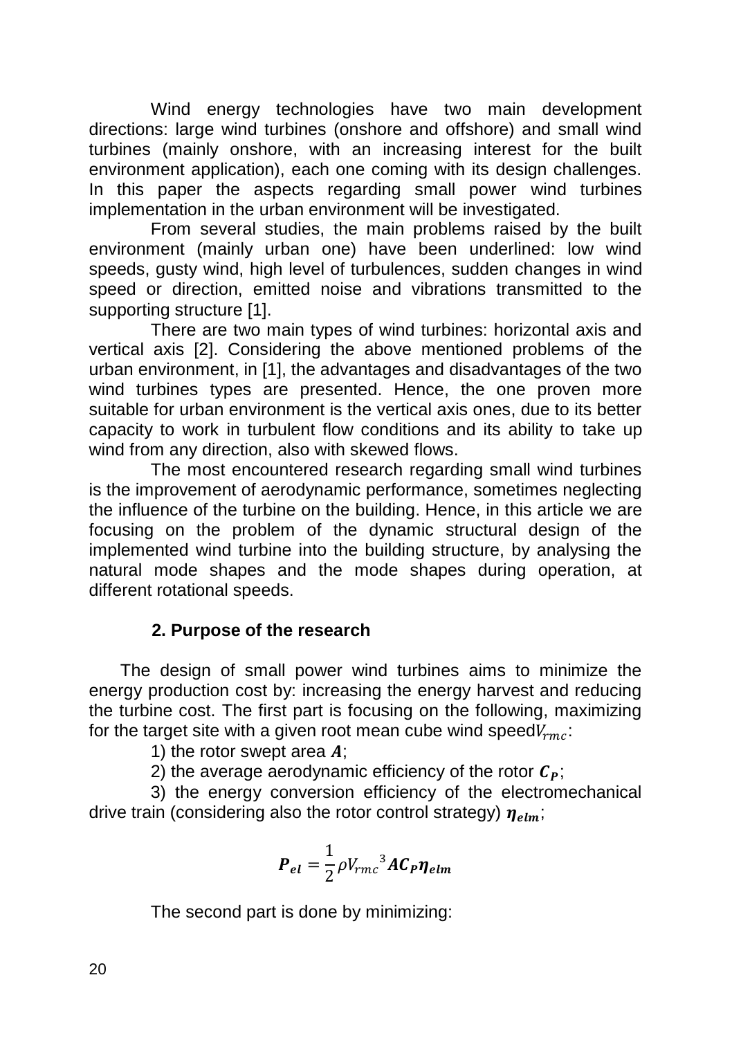Wind energy technologies have two main development directions: large wind turbines (onshore and offshore) and small wind turbines (mainly onshore, with an increasing interest for the built environment application), each one coming with its design challenges. In this paper the aspects regarding small power wind turbines implementation in the urban environment will be investigated.

From several studies, the main problems raised by the built environment (mainly urban one) have been underlined: low wind speeds, gusty wind, high level of turbulences, sudden changes in wind speed or direction, emitted noise and vibrations transmitted to the supporting structure [1].

There are two main types of wind turbines: horizontal axis and vertical axis [2]. Considering the above mentioned problems of the urban environment, in [1], the advantages and disadvantages of the two wind turbines types are presented. Hence, the one proven more suitable for urban environment is the vertical axis ones, due to its better capacity to work in turbulent flow conditions and its ability to take up wind from any direction, also with skewed flows.

The most encountered research regarding small wind turbines is the improvement of aerodynamic performance, sometimes neglecting the influence of the turbine on the building. Hence, in this article we are focusing on the problem of the dynamic structural design of the implemented wind turbine into the building structure, by analysing the natural mode shapes and the mode shapes during operation, at different rotational speeds.

## 2. Purpose of the research

The design of small power wind turbines aims to minimize the energy production cost by: increasing the energy harvest and reducing the turbine cost. The first part is focusing on the following, maximizing for the target site with a given root mean cube wind speed $V_{rmc}$:

1) the rotor swept area $\boldsymbol{A}$;

2) the average aerodynamic efficiency of the rotor $\boldsymbol{C_P}$;

3) the energy conversion efficiency of the electromechanical drive train (considering also the rotor control strategy) $\boldsymbol{\eta_{elm}}$;

$$\boldsymbol{P_{el}} = \frac{1}{2}\rho {V_{rmc}}^3 \boldsymbol{A} \boldsymbol{C_P} \boldsymbol{\eta_{elm}}$$

The second part is done by minimizing: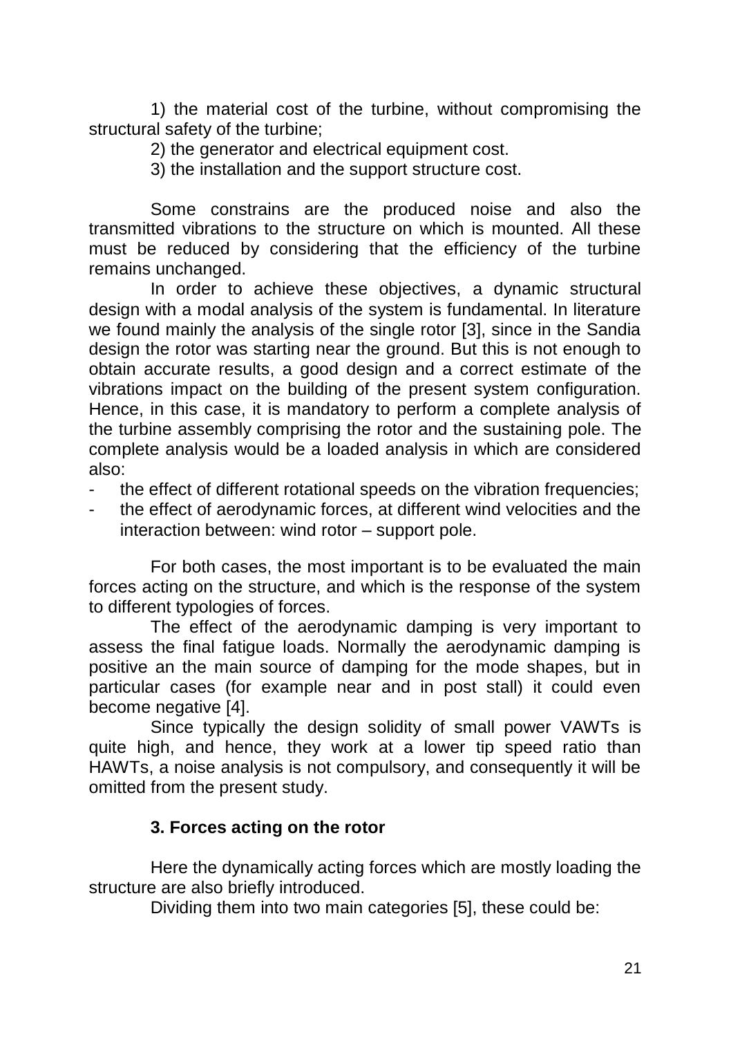1) the material cost of the turbine, without compromising the structural safety of the turbine;

2) the generator and electrical equipment cost.

3) the installation and the support structure cost.

Some constrains are the produced noise and also the transmitted vibrations to the structure on which is mounted. All these must be reduced by considering that the efficiency of the turbine remains unchanged.

In order to achieve these objectives, a dynamic structural design with a modal analysis of the system is fundamental. In literature we found mainly the analysis of the single rotor [3], since in the Sandia design the rotor was starting near the ground. But this is not enough to obtain accurate results, a good design and a correct estimate of the vibrations impact on the building of the present system configuration. Hence, in this case, it is mandatory to perform a complete analysis of the turbine assembly comprising the rotor and the sustaining pole. The complete analysis would be a loaded analysis in which are considered also:

- the effect of different rotational speeds on the vibration frequencies;
- the effect of aerodynamic forces, at different wind velocities and the interaction between: wind rotor – support pole.

For both cases, the most important is to be evaluated the main forces acting on the structure, and which is the response of the system to different typologies of forces.

The effect of the aerodynamic damping is very important to assess the final fatigue loads. Normally the aerodynamic damping is positive an the main source of damping for the mode shapes, but in particular cases (for example near and in post stall) it could even become negative [4].

Since typically the design solidity of small power VAWTs is quite high, and hence, they work at a lower tip speed ratio than HAWTs, a noise analysis is not compulsory, and consequently it will be omitted from the present study.

## 3. Forces acting on the rotor

Here the dynamically acting forces which are mostly loading the structure are also briefly introduced.

Dividing them into two main categories [5], these could be: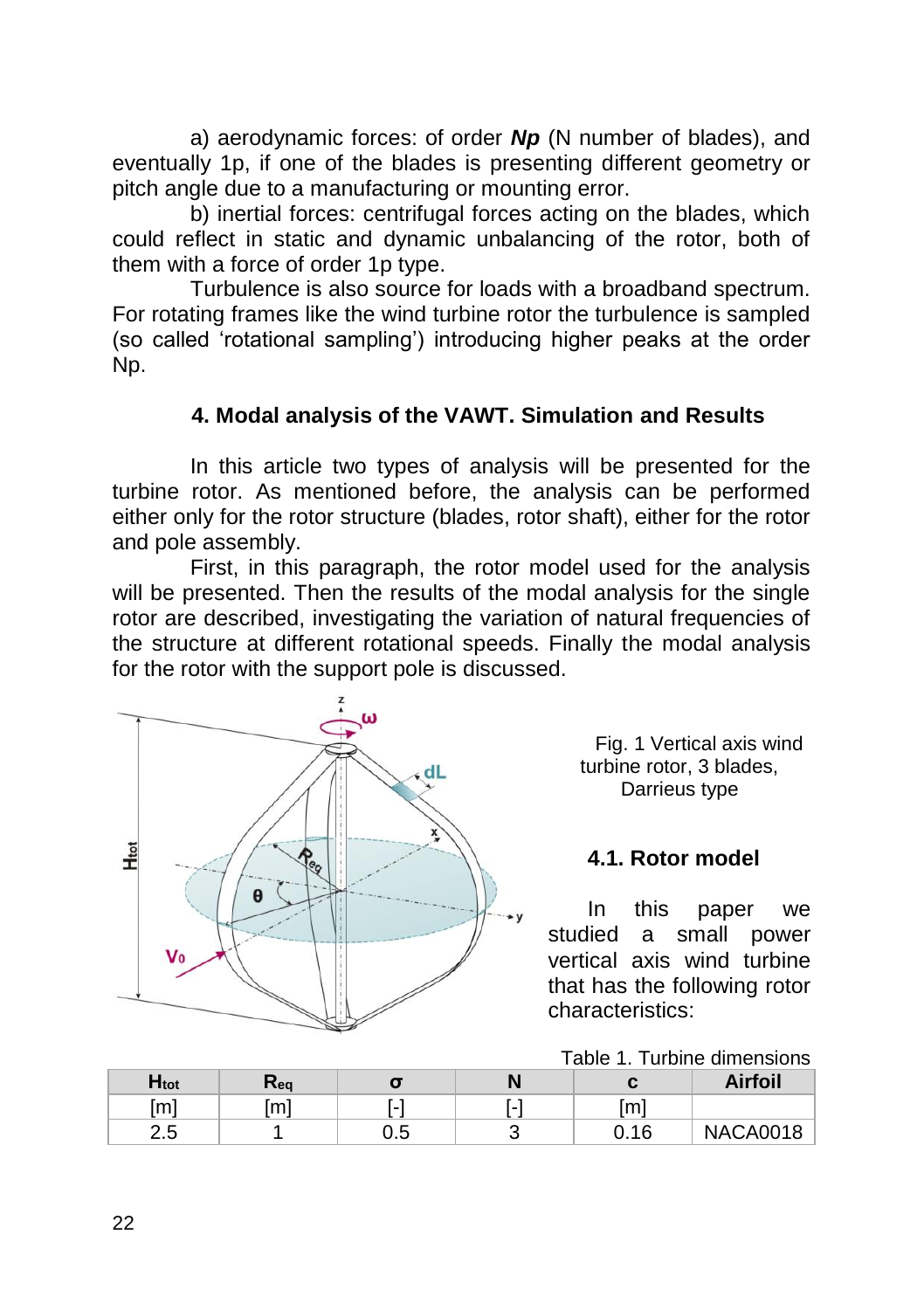a) aerodynamic forces: of order ***Np*** (N number of blades), and eventually 1p, if one of the blades is presenting different geometry or pitch angle due to a manufacturing or mounting error.

b) inertial forces: centrifugal forces acting on the blades, which could reflect in static and dynamic unbalancing of the rotor, both of them with a force of order 1p type.

Turbulence is also source for loads with a broadband spectrum. For rotating frames like the wind turbine rotor the turbulence is sampled (so called 'rotational sampling') introducing higher peaks at the order Np.

## 4. Modal analysis of the VAWT. Simulation and Results

In this article two types of analysis will be presented for the turbine rotor. As mentioned before, the analysis can be performed either only for the rotor structure (blades, rotor shaft), either for the rotor and pole assembly.

First, in this paragraph, the rotor model used for the analysis will be presented. Then the results of the modal analysis for the single rotor are described, investigating the variation of natural frequencies of the structure at different rotational speeds. Finally the modal analysis for the rotor with the support pole is discussed.

Fig. 1 Vertical axis wind turbine rotor, 3 blades, Darrieus type

### 4.1. Rotor model

In this paper we studied a small power vertical axis wind turbine that has the following rotor characteristics:

Table 1. Turbine dimensions

| $H_{tot}$ | $R_{eq}$ | $\sigma$ | N | c | Airfoil |
|---|---|---|---|---|---|
| [m] | [m] | [-] | [-] | [m] | |
| 2.5 | 1 | 0.5 | 3 | 0.16 | NACA0018 |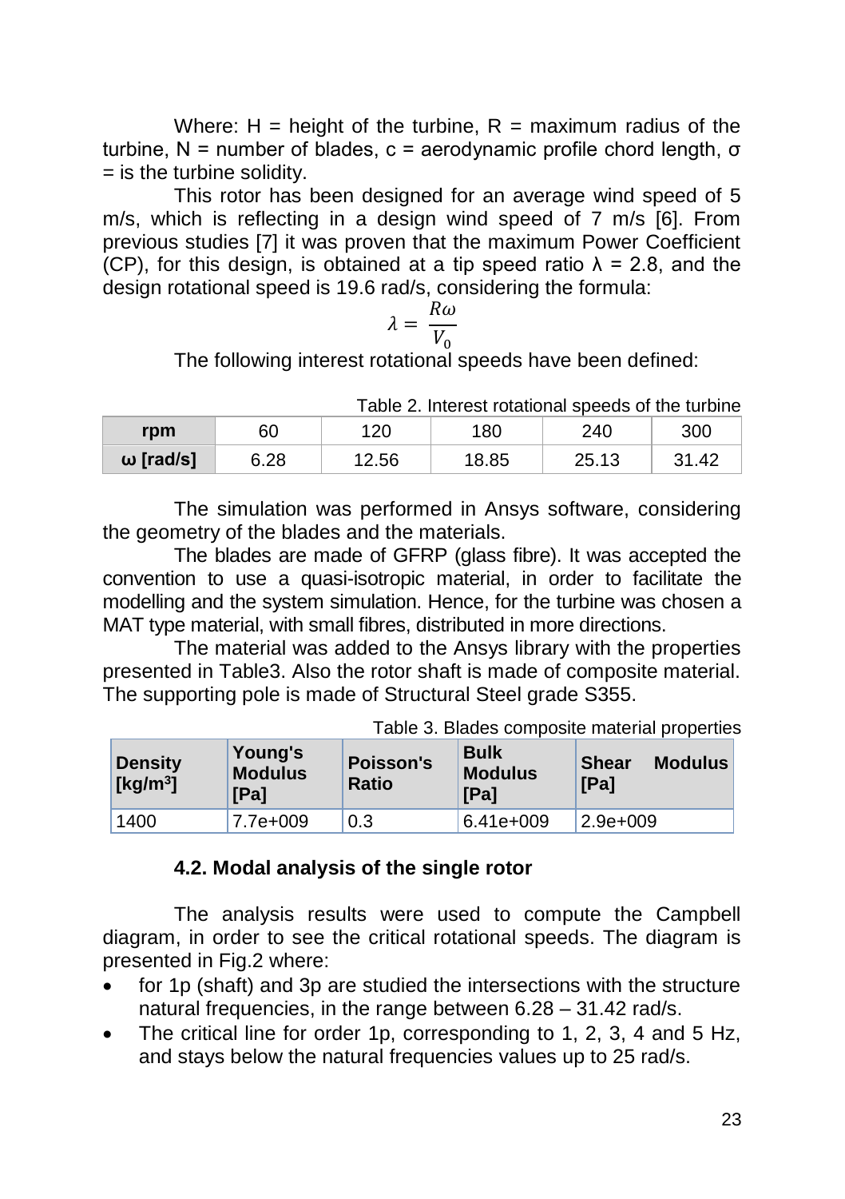Where: H = height of the turbine, R = maximum radius of the turbine, N = number of blades, c = aerodynamic profile chord length, σ = is the turbine solidity.

This rotor has been designed for an average wind speed of 5 m/s, which is reflecting in a design wind speed of 7 m/s [6]. From previous studies [7] it was proven that the maximum Power Coefficient (CP), for this design, is obtained at a tip speed ratio λ = 2.8, and the design rotational speed is 19.6 rad/s, considering the formula:

$$\lambda = \frac{R\omega}{V_0}$$

The following interest rotational speeds have been defined:

Table 2. Interest rotational speeds of the turbine

| **rpm** | 60 | 120 | 180 | 240 | 300 |
|---|---|---|---|---|---|
| **ω [rad/s]** | 6.28 | 12.56 | 18.85 | 25.13 | 31.42 |

The simulation was performed in Ansys software, considering the geometry of the blades and the materials.

The blades are made of GFRP (glass fibre). It was accepted the convention to use a quasi-isotropic material, in order to facilitate the modelling and the system simulation. Hence, for the turbine was chosen a MAT type material, with small fibres, distributed in more directions.

The material was added to the Ansys library with the properties presented in Table3. Also the rotor shaft is made of composite material. The supporting pole is made of Structural Steel grade S355.

Table 3. Blades composite material properties

| **Density [kg/m³]** | **Young's Modulus [Pa]** | **Poisson's Ratio** | **Bulk Modulus [Pa]** | **Shear Modulus [Pa]** |
|---|---|---|---|---|
| 1400 | 7.7e+009 | 0.3 | 6.41e+009 | 2.9e+009 |

### 4.2. Modal analysis of the single rotor

The analysis results were used to compute the Campbell diagram, in order to see the critical rotational speeds. The diagram is presented in Fig.2 where:

- for 1p (shaft) and 3p are studied the intersections with the structure natural frequencies, in the range between 6.28 – 31.42 rad/s.
- The critical line for order 1p, corresponding to 1, 2, 3, 4 and 5 Hz, and stays below the natural frequencies values up to 25 rad/s.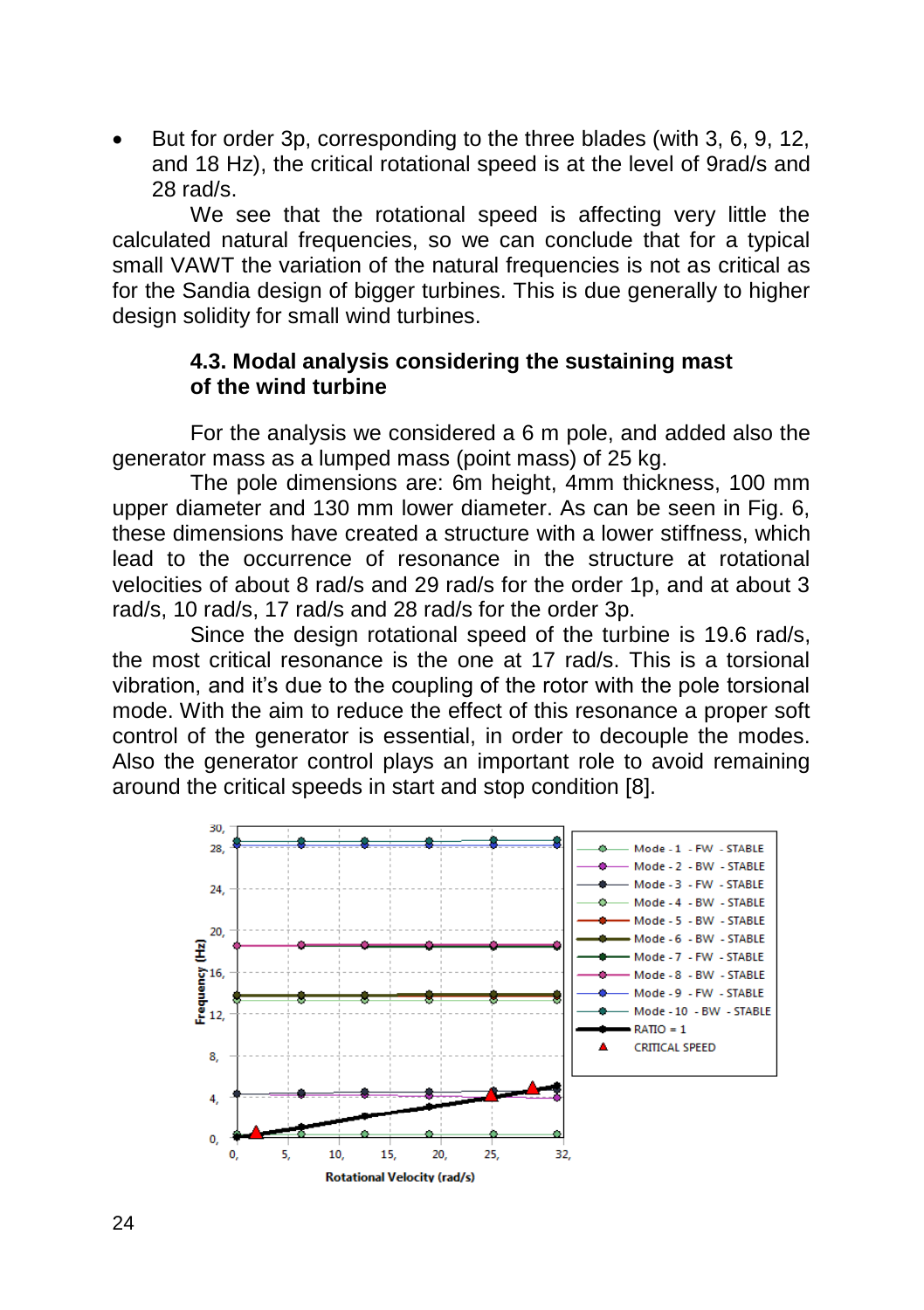- But for order 3p, corresponding to the three blades (with 3, 6, 9, 12, and 18 Hz), the critical rotational speed is at the level of 9rad/s and 28 rad/s.

We see that the rotational speed is affecting very little the calculated natural frequencies, so we can conclude that for a typical small VAWT the variation of the natural frequencies is not as critical as for the Sandia design of bigger turbines. This is due generally to higher design solidity for small wind turbines.

### 4.3. Modal analysis considering the sustaining mast of the wind turbine

For the analysis we considered a 6 m pole, and added also the generator mass as a lumped mass (point mass) of 25 kg.

The pole dimensions are: 6m height, 4mm thickness, 100 mm upper diameter and 130 mm lower diameter. As can be seen in Fig. 6, these dimensions have created a structure with a lower stiffness, which lead to the occurrence of resonance in the structure at rotational velocities of about 8 rad/s and 29 rad/s for the order 1p, and at about 3 rad/s, 10 rad/s, 17 rad/s and 28 rad/s for the order 3p.

Since the design rotational speed of the turbine is 19.6 rad/s, the most critical resonance is the one at 17 rad/s. This is a torsional vibration, and it's due to the coupling of the rotor with the pole torsional mode. With the aim to reduce the effect of this resonance a proper soft control of the generator is essential, in order to decouple the modes. Also the generator control plays an important role to avoid remaining around the critical speeds in start and stop condition [8].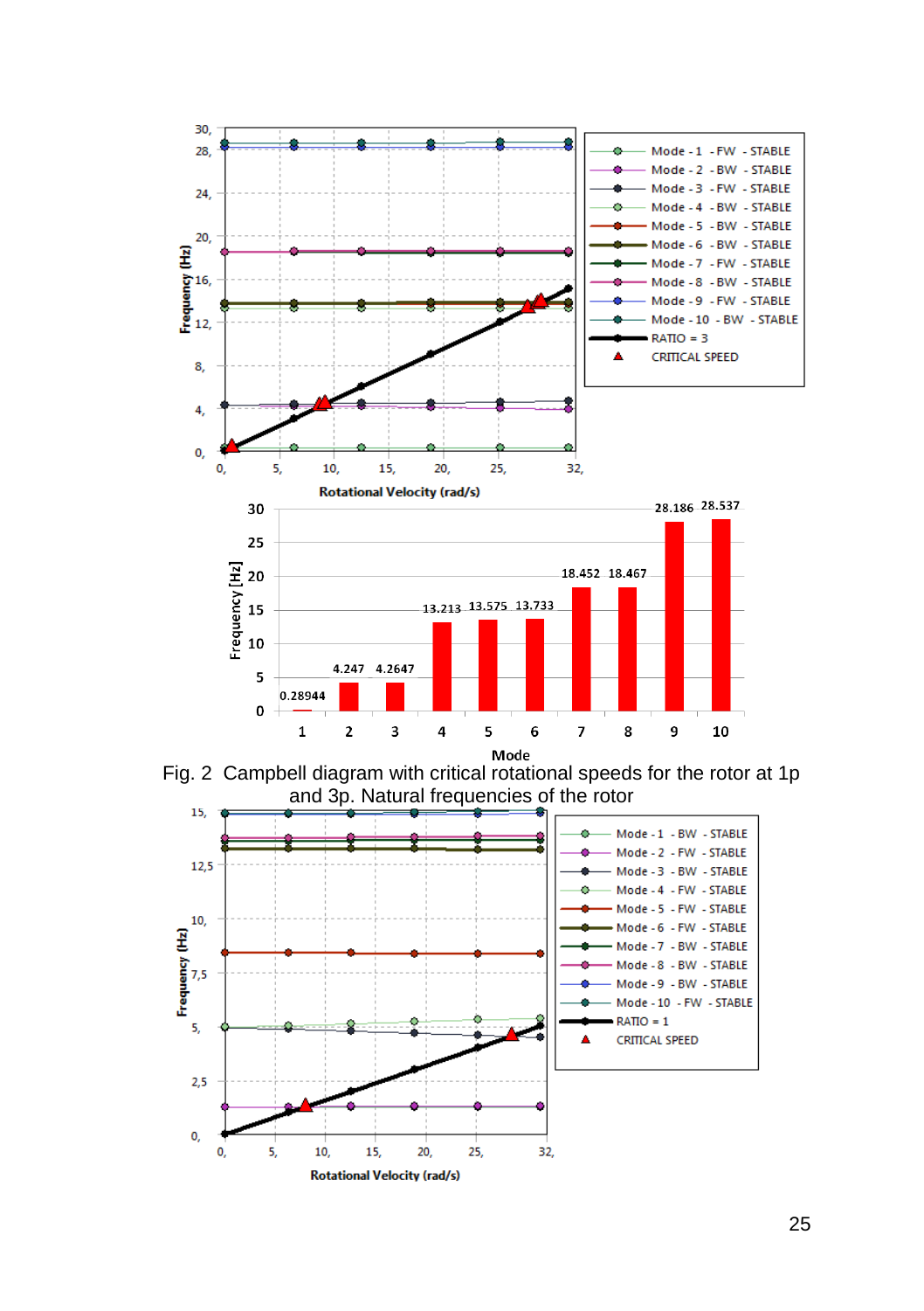Fig. 2 Campbell diagram with critical rotational speeds for the rotor at 1p and 3p. Natural frequencies of the rotor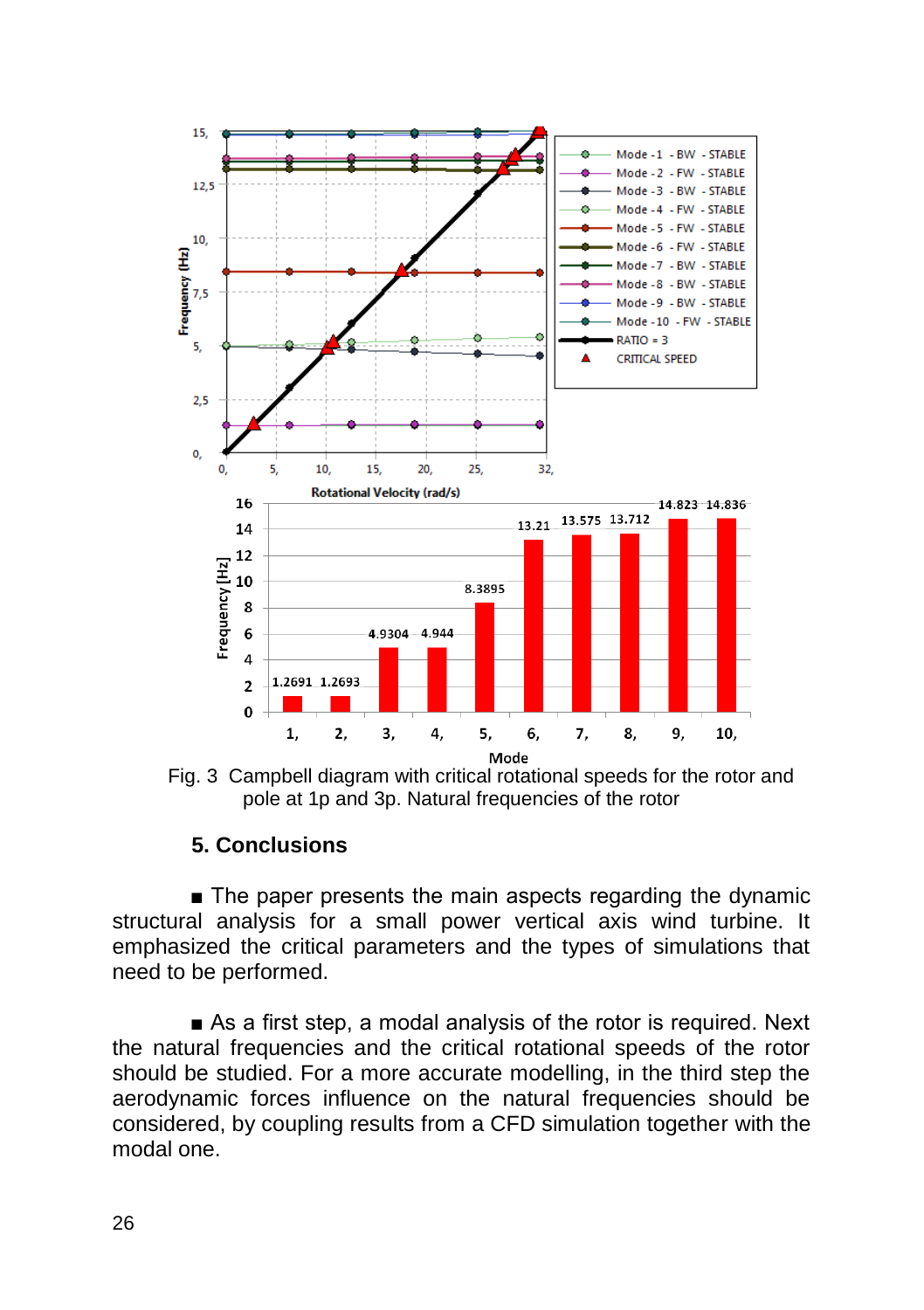Fig. 3 Campbell diagram with critical rotational speeds for the rotor and pole at 1p and 3p. Natural frequencies of the rotor

## 5. Conclusions

■ The paper presents the main aspects regarding the dynamic structural analysis for a small power vertical axis wind turbine. It emphasized the critical parameters and the types of simulations that need to be performed.

■ As a first step, a modal analysis of the rotor is required. Next the natural frequencies and the critical rotational speeds of the rotor should be studied. For a more accurate modelling, in the third step the aerodynamic forces influence on the natural frequencies should be considered, by coupling results from a CFD simulation together with the modal one.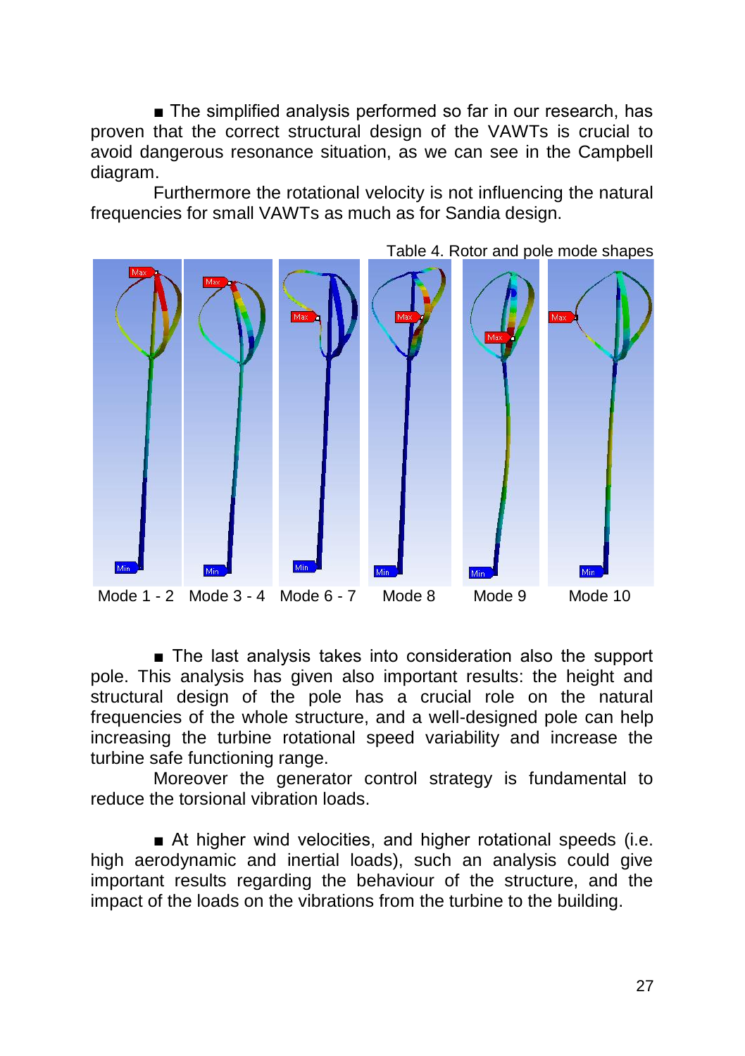■ The simplified analysis performed so far in our research, has proven that the correct structural design of the VAWTs is crucial to avoid dangerous resonance situation, as we can see in the Campbell diagram.

Furthermore the rotational velocity is not influencing the natural frequencies for small VAWTs as much as for Sandia design.

Table 4. Rotor and pole mode shapes

Mode 1 - 2 &nbsp;&nbsp; Mode 3 - 4 &nbsp;&nbsp; Mode 6 - 7 &nbsp;&nbsp; Mode 8 &nbsp;&nbsp; Mode 9 &nbsp;&nbsp; Mode 10

■ The last analysis takes into consideration also the support pole. This analysis has given also important results: the height and structural design of the pole has a crucial role on the natural frequencies of the whole structure, and a well-designed pole can help increasing the turbine rotational speed variability and increase the turbine safe functioning range.

Moreover the generator control strategy is fundamental to reduce the torsional vibration loads.

■ At higher wind velocities, and higher rotational speeds (i.e. high aerodynamic and inertial loads), such an analysis could give important results regarding the behaviour of the structure, and the impact of the loads on the vibrations from the turbine to the building.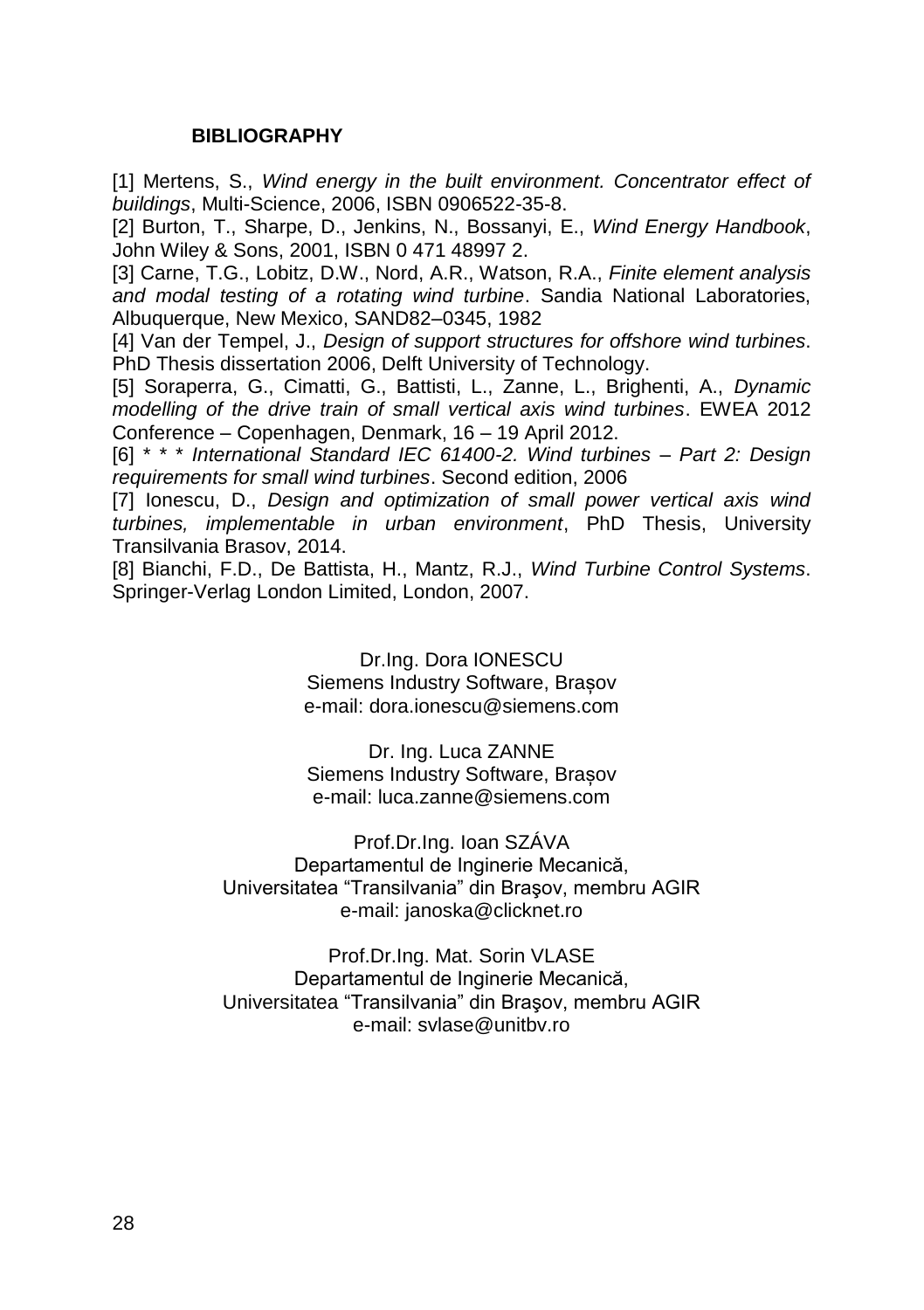## BIBLIOGRAPHY

[1] Mertens, S., *Wind energy in the built environment. Concentrator effect of buildings*, Multi-Science, 2006, ISBN 0906522-35-8.

[2] Burton, T., Sharpe, D., Jenkins, N., Bossanyi, E., *Wind Energy Handbook*, John Wiley & Sons, 2001, ISBN 0 471 48997 2.

[3] Carne, T.G., Lobitz, D.W., Nord, A.R., Watson, R.A., *Finite element analysis and modal testing of a rotating wind turbine*. Sandia National Laboratories, Albuquerque, New Mexico, SAND82–0345, 1982

[4] Van der Tempel, J., *Design of support structures for offshore wind turbines*. PhD Thesis dissertation 2006, Delft University of Technology.

[5] Soraperra, G., Cimatti, G., Battisti, L., Zanne, L., Brighenti, A., *Dynamic modelling of the drive train of small vertical axis wind turbines*. EWEA 2012 Conference – Copenhagen, Denmark, 16 – 19 April 2012.

[6] * * * *International Standard IEC 61400-2. Wind turbines – Part 2: Design requirements for small wind turbines*. Second edition, 2006

[7] Ionescu, D., *Design and optimization of small power vertical axis wind turbines, implementable in urban environment*, PhD Thesis, University Transilvania Brasov, 2014.

[8] Bianchi, F.D., De Battista, H., Mantz, R.J., *Wind Turbine Control Systems*. Springer-Verlag London Limited, London, 2007.

Dr.Ing. Dora IONESCU
Siemens Industry Software, Brașov
e-mail: dora.ionescu@siemens.com

Dr. Ing. Luca ZANNE
Siemens Industry Software, Brașov
e-mail: luca.zanne@siemens.com

Prof.Dr.Ing. Ioan SZÁVA
Departamentul de Inginerie Mecanică,
Universitatea "Transilvania" din Braşov, membru AGIR
e-mail: janoska@clicknet.ro

Prof.Dr.Ing. Mat. Sorin VLASE
Departamentul de Inginerie Mecanică,
Universitatea "Transilvania" din Braşov, membru AGIR
e-mail: svlase@unitbv.ro